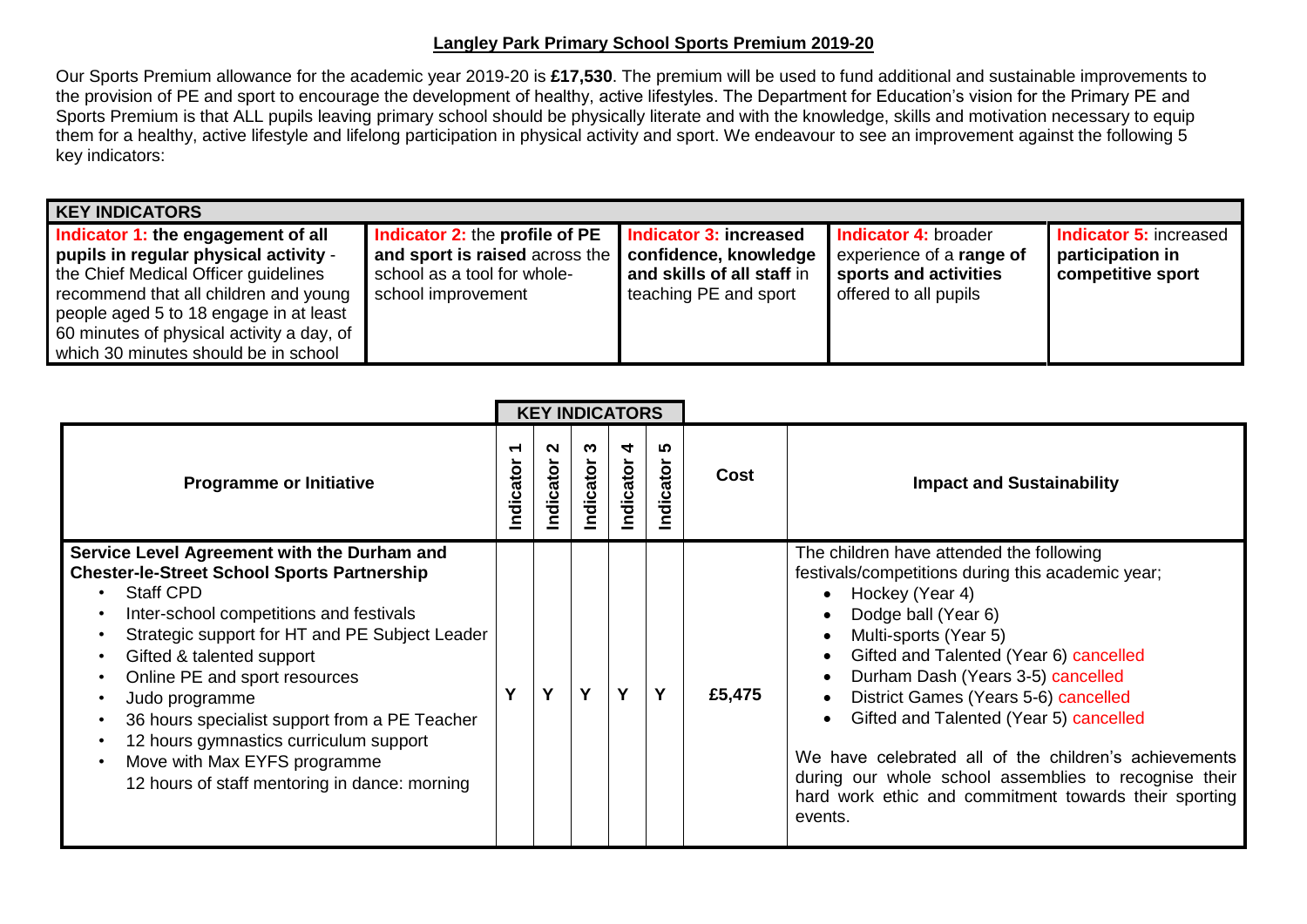# Langley Park Primary School Sports Premium 2019-20

Our Sports Premium allowance for the academic year 2019-20 is **£17,530**. The premium will be used to fund additional and sustainable improvements to the provision of PE and sport to encourage the development of healthy, active lifestyles. The Department for Education's vision for the Primary PE and Sports Premium is that ALL pupils leaving primary school should be physically literate and with the knowledge, skills and motivation necessary to equip them for a healthy, active lifestyle and lifelong participation in physical activity and sport. We endeavour to see an improvement against the following 5 key indicators:

| KEY INDICATORS | | | | |
|---|---|---|---|---|
| **Indicator 1: the engagement of all pupils in regular physical activity** - the Chief Medical Officer guidelines recommend that all children and young people aged 5 to 18 engage in at least 60 minutes of physical activity a day, of which 30 minutes should be in school | **Indicator 2:** the **profile of PE and sport is raised** across the school as a tool for whole-school improvement | **Indicator 3: increased confidence, knowledge and skills of all staff** in teaching PE and sport | **Indicator 4:** broader experience of a **range of sports and activities** offered to all pupils | **Indicator 5:** increased **participation in competitive sport** |

| Programme or Initiative | Indicator 1 | Indicator 2 | Indicator 3 | Indicator 4 | Indicator 5 | Cost | Impact and Sustainability |
|---|---|---|---|---|---|---|---|
| **Service Level Agreement with the Durham and Chester-le-Street School Sports Partnership**<br>• Staff CPD<br>• Inter-school competitions and festivals<br>• Strategic support for HT and PE Subject Leader<br>• Gifted & talented support<br>• Online PE and sport resources<br>• Judo programme<br>• 36 hours specialist support from a PE Teacher<br>• 12 hours gymnastics curriculum support<br>• Move with Max EYFS programme<br>12 hours of staff mentoring in dance: morning | Y | Y | Y | Y | Y | £5,475 | The children have attended the following festivals/competitions during this academic year;<br>• Hockey (Year 4)<br>• Dodge ball (Year 6)<br>• Multi-sports (Year 5)<br>• Gifted and Talented (Year 6) cancelled<br>• Durham Dash (Years 3-5) cancelled<br>• District Games (Years 5-6) cancelled<br>• Gifted and Talented (Year 5) cancelled<br><br>We have celebrated all of the children's achievements during our whole school assemblies to recognise their hard work ethic and commitment towards their sporting events. |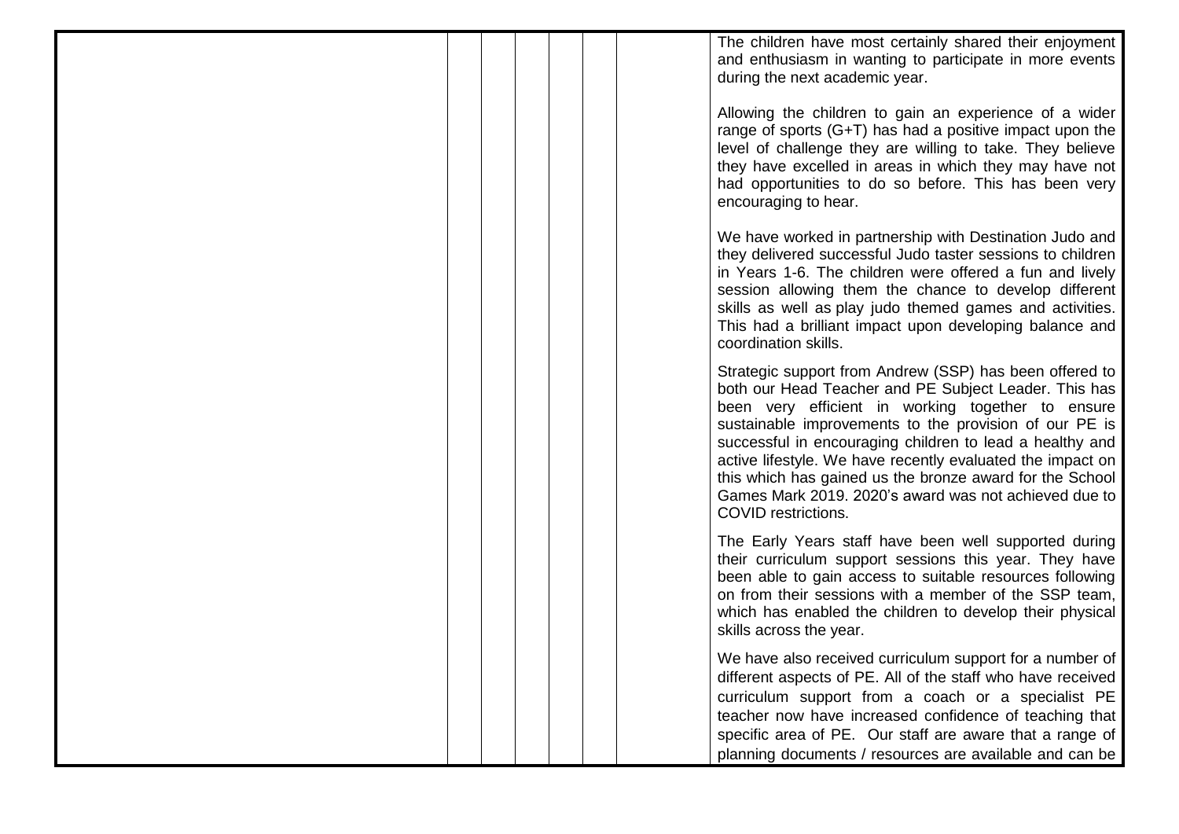The children have most certainly shared their enjoyment and enthusiasm in wanting to participate in more events during the next academic year.

Allowing the children to gain an experience of a wider range of sports (G+T) has had a positive impact upon the level of challenge they are willing to take. They believe they have excelled in areas in which they may have not had opportunities to do so before. This has been very encouraging to hear.

We have worked in partnership with Destination Judo and they delivered successful Judo taster sessions to children in Years 1-6. The children were offered a fun and lively session allowing them the chance to develop different skills as well as play judo themed games and activities. This had a brilliant impact upon developing balance and coordination skills.

Strategic support from Andrew (SSP) has been offered to both our Head Teacher and PE Subject Leader. This has been very efficient in working together to ensure sustainable improvements to the provision of our PE is successful in encouraging children to lead a healthy and active lifestyle. We have recently evaluated the impact on this which has gained us the bronze award for the School Games Mark 2019. 2020's award was not achieved due to COVID restrictions.

The Early Years staff have been well supported during their curriculum support sessions this year. They have been able to gain access to suitable resources following on from their sessions with a member of the SSP team, which has enabled the children to develop their physical skills across the year.

We have also received curriculum support for a number of different aspects of PE. All of the staff who have received curriculum support from a coach or a specialist PE teacher now have increased confidence of teaching that specific area of PE. Our staff are aware that a range of planning documents / resources are available and can be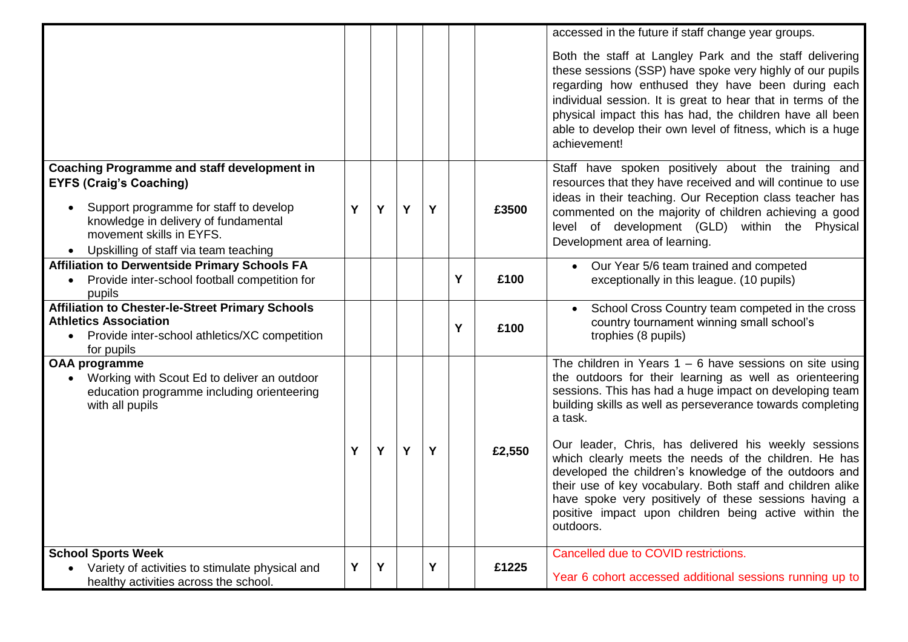| | | | | | | | |
|---|---|---|---|---|---|---|---|
| | | | | | | | accessed in the future if staff change year groups.<br><br>Both the staff at Langley Park and the staff delivering these sessions (SSP) have spoke very highly of our pupils regarding how enthused they have been during each individual session. It is great to hear that in terms of the physical impact this has had, the children have all been able to develop their own level of fitness, which is a huge achievement! |
| **Coaching Programme and staff development in EYFS (Craig's Coaching)**<br>• Support programme for staff to develop knowledge in delivery of fundamental movement skills in EYFS.<br>• Upskilling of staff via team teaching | Y | Y | Y | Y | | £3500 | Staff have spoken positively about the training and resources that they have received and will continue to use ideas in their teaching. Our Reception class teacher has commented on the majority of children achieving a good level of development (GLD) within the Physical Development area of learning. |
| **Affiliation to Derwentside Primary Schools FA**<br>• Provide inter-school football competition for pupils | | | | | Y | £100 | • Our Year 5/6 team trained and competed exceptionally in this league. (10 pupils) |
| **Affiliation to Chester-le-Street Primary Schools Athletics Association**<br>• Provide inter-school athletics/XC competition for pupils | | | | | Y | £100 | • School Cross Country team competed in the cross country tournament winning small school's trophies (8 pupils) |
| **OAA programme**<br>• Working with Scout Ed to deliver an outdoor education programme including orienteering with all pupils | Y | Y | Y | Y | | £2,550 | The children in Years 1 – 6 have sessions on site using the outdoors for their learning as well as orienteering sessions. This has had a huge impact on developing team building skills as well as perseverance towards completing a task.<br><br>Our leader, Chris, has delivered his weekly sessions which clearly meets the needs of the children. He has developed the children's knowledge of the outdoors and their use of key vocabulary. Both staff and children alike have spoke very positively of these sessions having a positive impact upon children being active within the outdoors. |
| **School Sports Week**<br>• Variety of activities to stimulate physical and healthy activities across the school. | Y | Y | | Y | | £1225 | Cancelled due to COVID restrictions.<br><br>Year 6 cohort accessed additional sessions running up to |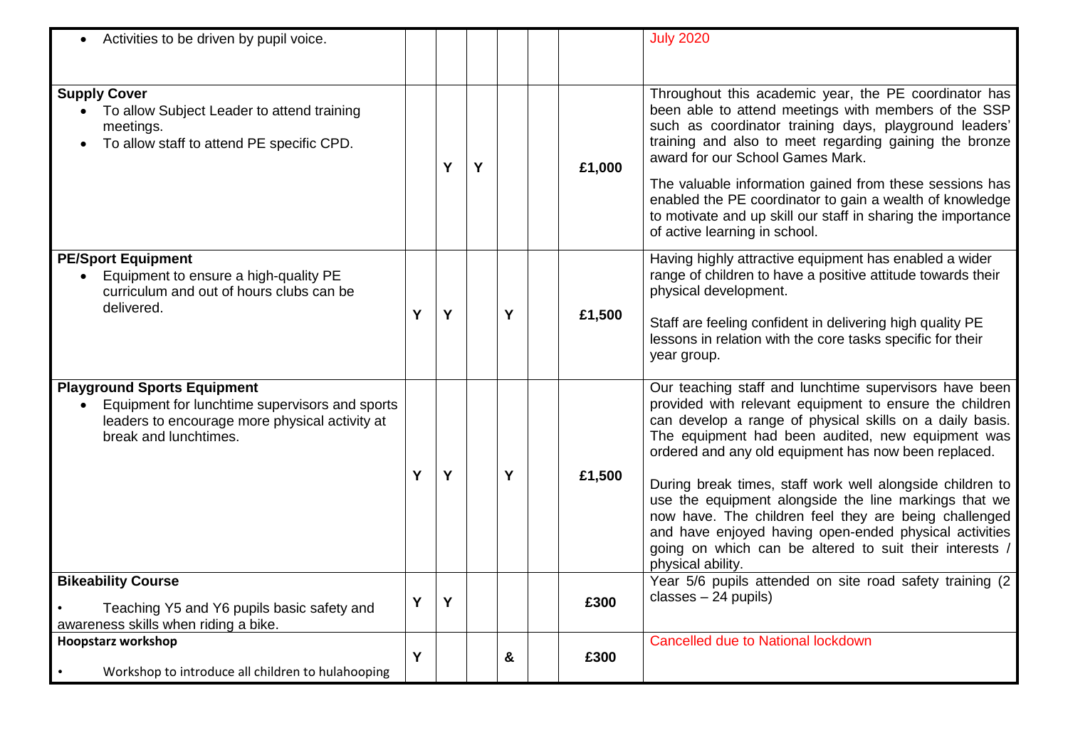| | | | | | | | |
|---|---|---|---|---|---|---|---|
| • Activities to be driven by pupil voice. | | | | | | | July 2020 |
| **Supply Cover**<br>• To allow Subject Leader to attend training meetings.<br>• To allow staff to attend PE specific CPD. | | Y | Y | | | **£1,000** | Throughout this academic year, the PE coordinator has been able to attend meetings with members of the SSP such as coordinator training days, playground leaders' training and also to meet regarding gaining the bronze award for our School Games Mark.<br><br>The valuable information gained from these sessions has enabled the PE coordinator to gain a wealth of knowledge to motivate and up skill our staff in sharing the importance of active learning in school. |
| **PE/Sport Equipment**<br>• Equipment to ensure a high-quality PE curriculum and out of hours clubs can be delivered. | Y | Y | | Y | | **£1,500** | Having highly attractive equipment has enabled a wider range of children to have a positive attitude towards their physical development.<br><br>Staff are feeling confident in delivering high quality PE lessons in relation with the core tasks specific for their year group. |
| **Playground Sports Equipment**<br>• Equipment for lunchtime supervisors and sports leaders to encourage more physical activity at break and lunchtimes. | Y | Y | | Y | | **£1,500** | Our teaching staff and lunchtime supervisors have been provided with relevant equipment to ensure the children can develop a range of physical skills on a daily basis. The equipment had been audited, new equipment was ordered and any old equipment has now been replaced.<br><br>During break times, staff work well alongside children to use the equipment alongside the line markings that we now have. The children feel they are being challenged and have enjoyed having open-ended physical activities going on which can be altered to suit their interests / physical ability. |
| **Bikeability Course**<br>• Teaching Y5 and Y6 pupils basic safety and awareness skills when riding a bike. | Y | Y | | | | **£300** | Year 5/6 pupils attended on site road safety training (2 classes – 24 pupils) |
| **Hoopstarz workshop**<br>• Workshop to introduce all children to hulahooping | Y | | | & | | **£300** | Cancelled due to National lockdown |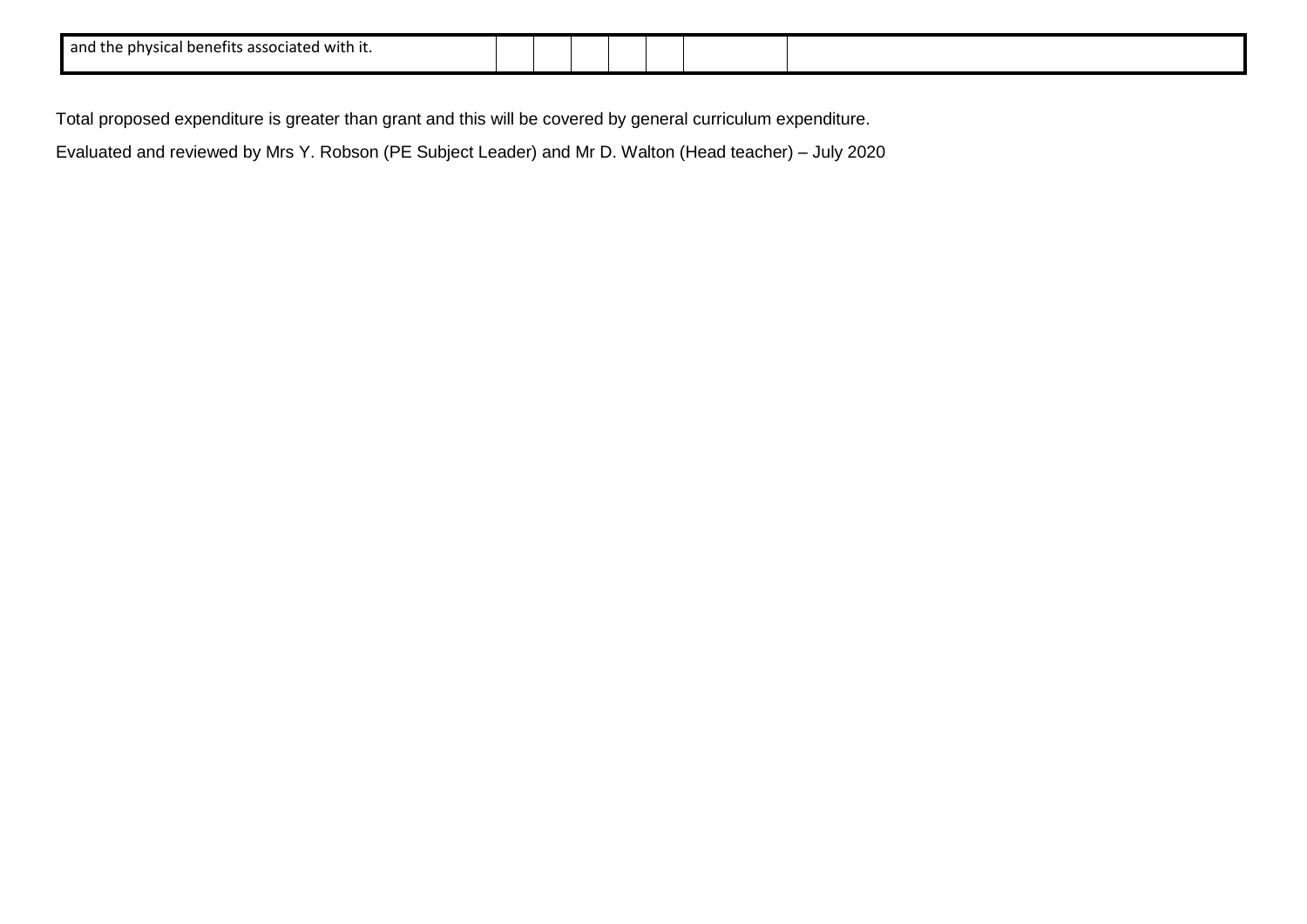| | | | | | | | |
|---|---|---|---|---|---|---|---|
| and the physical benefits associated with it. | | | | | | | |

Total proposed expenditure is greater than grant and this will be covered by general curriculum expenditure.

Evaluated and reviewed by Mrs Y. Robson (PE Subject Leader) and Mr D. Walton (Head teacher) – July 2020